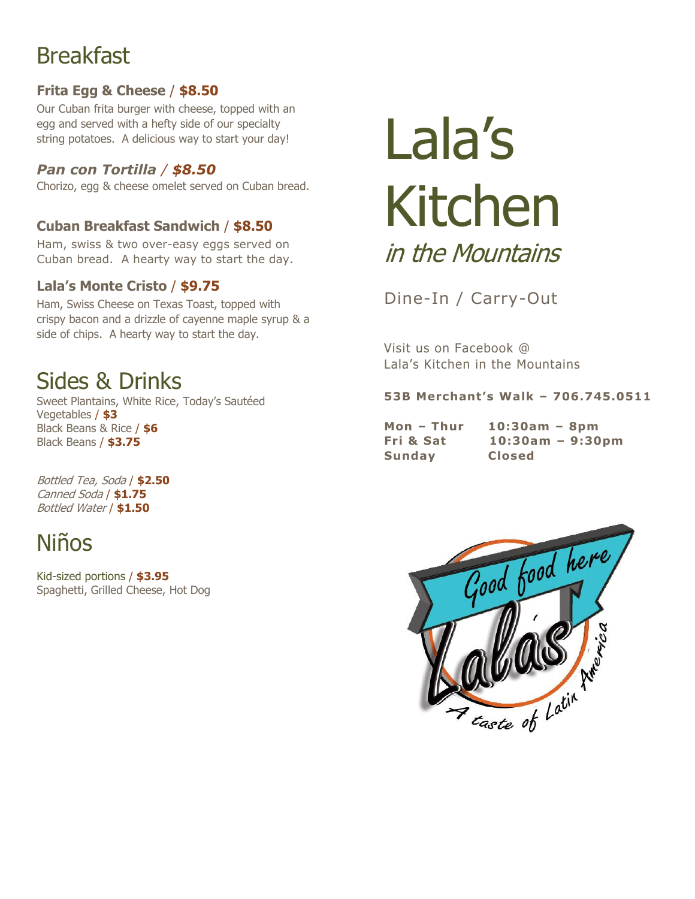## Breakfast

### **Frita Egg & Cheese** / **$8.50**

Our Cuban frita burger with cheese, topped with an egg and served with a hefty side of our specialty string potatoes. A delicious way to start your day!

### ***Pan con Tortilla*** / ***$8.50***

Chorizo, egg & cheese omelet served on Cuban bread.

### **Cuban Breakfast Sandwich** / **$8.50**

Ham, swiss & two over-easy eggs served on Cuban bread. A hearty way to start the day.

### **Lala's Monte Cristo** / **$9.75**

Ham, Swiss Cheese on Texas Toast, topped with crispy bacon and a drizzle of cayenne maple syrup & a side of chips. A hearty way to start the day.

## Sides & Drinks

Sweet Plantains, White Rice, Today's Sautéed Vegetables / **$3**
Black Beans & Rice / **$6**
Black Beans / **$3.75**

*Bottled Tea, Soda* / **$2.50**
*Canned Soda* / **$1.75**
*Bottled Water* / **$1.50**

## Niños

Kid-sized portions / **$3.95**
Spaghetti, Grilled Cheese, Hot Dog

# Lala's Kitchen

*in the Mountains*

Dine-In / Carry-Out

Visit us on Facebook @
Lala's Kitchen in the Mountains

**53B Merchant's Walk – 706.745.0511**

| | |
|---|---|
| **Mon – Thur** | **10:30am – 8pm** |
| **Fri & Sat** | **10:30am – 9:30pm** |
| **Sunday** | **Closed** |

Good food here
Lala's
A taste of Latin America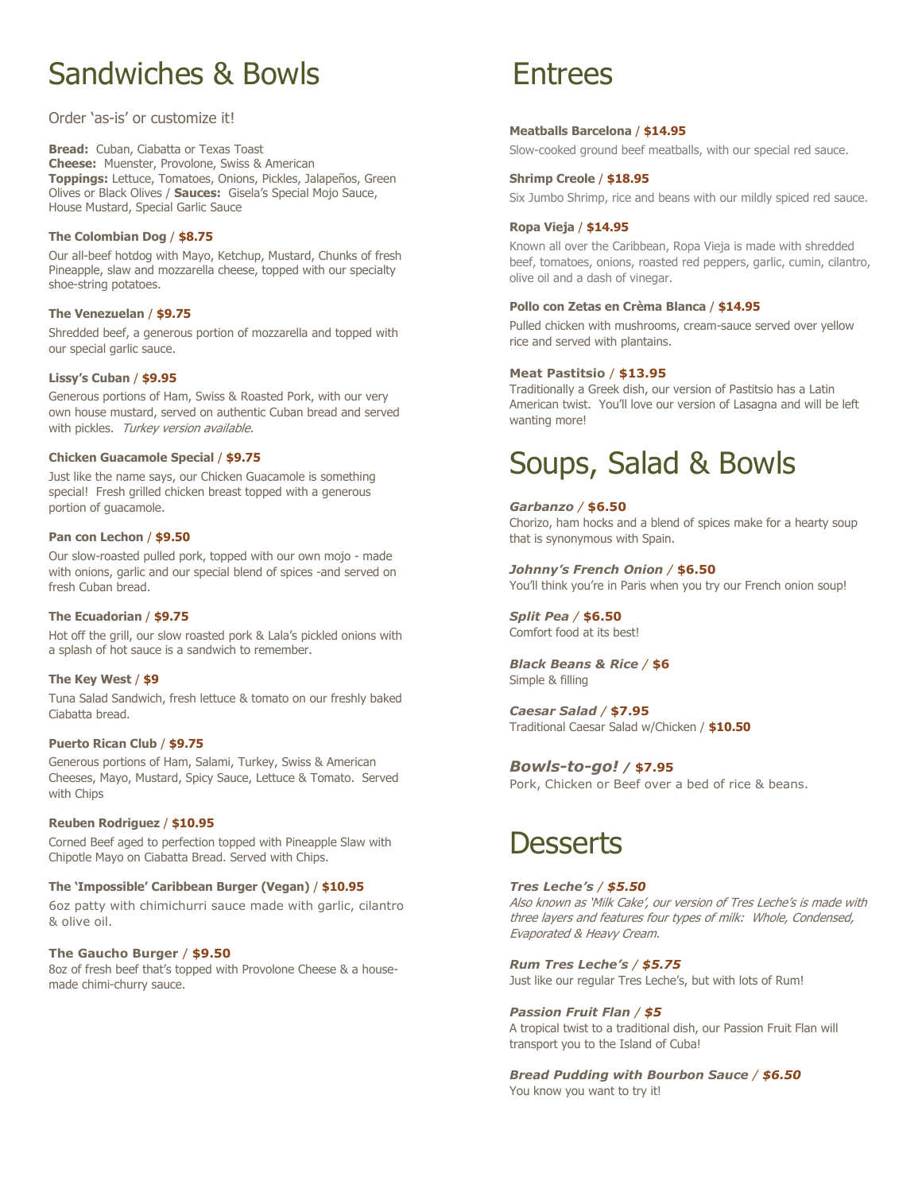# Sandwiches & Bowls

Order 'as-is' or customize it!

**Bread:** Cuban, Ciabatta or Texas Toast
**Cheese:** Muenster, Provolone, Swiss & American
**Toppings:** Lettuce, Tomatoes, Onions, Pickles, Jalapeños, Green Olives or Black Olives / **Sauces:** Gisela's Special Mojo Sauce, House Mustard, Special Garlic Sauce

**The Colombian Dog** / **$8.75**
Our all-beef hotdog with Mayo, Ketchup, Mustard, Chunks of fresh Pineapple, slaw and mozzarella cheese, topped with our specialty shoe-string potatoes.

**The Venezuelan** / **$9.75**
Shredded beef, a generous portion of mozzarella and topped with our special garlic sauce.

**Lissy's Cuban** / **$9.95**
Generous portions of Ham, Swiss & Roasted Pork, with our very own house mustard, served on authentic Cuban bread and served with pickles. *Turkey version available.*

**Chicken Guacamole Special** / **$9.75**
Just like the name says, our Chicken Guacamole is something special! Fresh grilled chicken breast topped with a generous portion of guacamole.

**Pan con Lechon** / **$9.50**
Our slow-roasted pulled pork, topped with our own mojo - made with onions, garlic and our special blend of spices -and served on fresh Cuban bread.

**The Ecuadorian** / **$9.75**
Hot off the grill, our slow roasted pork & Lala's pickled onions with a splash of hot sauce is a sandwich to remember.

**The Key West** / **$9**
Tuna Salad Sandwich, fresh lettuce & tomato on our freshly baked Ciabatta bread.

**Puerto Rican Club** / **$9.75**
Generous portions of Ham, Salami, Turkey, Swiss & American Cheeses, Mayo, Mustard, Spicy Sauce, Lettuce & Tomato. Served with Chips

**Reuben Rodriguez** / **$10.95**
Corned Beef aged to perfection topped with Pineapple Slaw with Chipotle Mayo on Ciabatta Bread. Served with Chips.

**The 'Impossible' Caribbean Burger (Vegan)** / **$10.95**
6oz patty with chimichurri sauce made with garlic, cilantro & olive oil.

**The Gaucho Burger** / **$9.50**
8oz of fresh beef that's topped with Provolone Cheese & a house-made chimi-churry sauce.

# Entrees

**Meatballs Barcelona** / **$14.95**
Slow-cooked ground beef meatballs, with our special red sauce.

**Shrimp Creole** / **$18.95**
Six Jumbo Shrimp, rice and beans with our mildly spiced red sauce.

**Ropa Vieja** / **$14.95**
Known all over the Caribbean, Ropa Vieja is made with shredded beef, tomatoes, onions, roasted red peppers, garlic, cumin, cilantro, olive oil and a dash of vinegar.

**Pollo con Zetas en Crèma Blanca** / **$14.95**
Pulled chicken with mushrooms, cream-sauce served over yellow rice and served with plantains.

**Meat Pastitsio** / **$13.95**
Traditionally a Greek dish, our version of Pastitsio has a Latin American twist. You'll love our version of Lasagna and will be left wanting more!

# Soups, Salad & Bowls

***Garbanzo*** / **$6.50**
Chorizo, ham hocks and a blend of spices make for a hearty soup that is synonymous with Spain.

***Johnny's French Onion*** / **$6.50**
You'll think you're in Paris when you try our French onion soup!

***Split Pea*** / **$6.50**
Comfort food at its best!

***Black Beans & Rice*** / **$6**
Simple & filling

***Caesar Salad*** / **$7.95**
Traditional Caesar Salad w/Chicken / **$10.50**

***Bowls-to-go!*** / **$7.95**
Pork, Chicken or Beef over a bed of rice & beans.

# Desserts

***Tres Leche's*** / ***$5.50***
*Also known as 'Milk Cake', our version of Tres Leche's is made with three layers and features four types of milk: Whole, Condensed, Evaporated & Heavy Cream.*

***Rum Tres Leche's*** / ***$5.75***
Just like our regular Tres Leche's, but with lots of Rum!

***Passion Fruit Flan*** / ***$5***
A tropical twist to a traditional dish, our Passion Fruit Flan will transport you to the Island of Cuba!

***Bread Pudding with Bourbon Sauce*** / ***$6.50***
You know you want to try it!